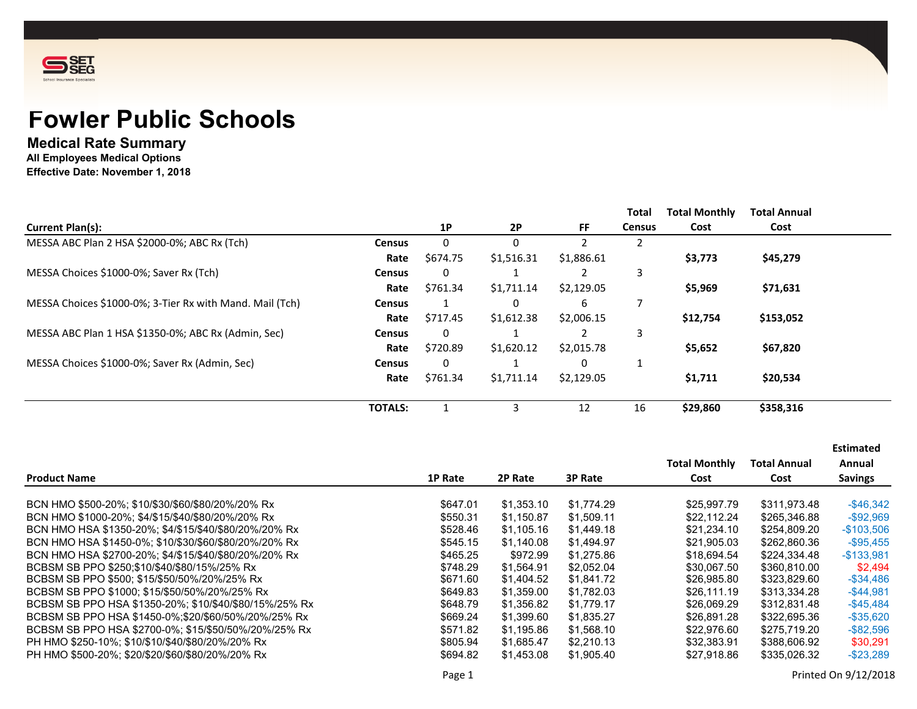SET SEG
School Insurance Specialists

# Fowler Public Schools

## Medical Rate Summary

**All Employees Medical Options**

**Effective Date: November 1, 2018**

| Current Plan(s): | | 1P | 2P | FF | Total Census | Total Monthly Cost | Total Annual Cost |
|---|---|---|---|---|---|---|---|
| MESSA ABC Plan 2 HSA $2000-0%; ABC Rx (Tch) | **Census** | 0 | 0 | 2 | 2 | | |
| | **Rate** | $674.75 | $1,516.31 | $1,886.61 | | **$3,773** | **$45,279** |
| MESSA Choices $1000-0%; Saver Rx (Tch) | **Census** | 0 | 1 | 2 | 3 | | |
| | **Rate** | $761.34 | $1,711.14 | $2,129.05 | | **$5,969** | **$71,631** |
| MESSA Choices $1000-0%; 3-Tier Rx with Mand. Mail (Tch) | **Census** | 1 | 0 | 6 | 7 | | |
| | **Rate** | $717.45 | $1,612.38 | $2,006.15 | | **$12,754** | **$153,052** |
| MESSA ABC Plan 1 HSA $1350-0%; ABC Rx (Admin, Sec) | **Census** | 0 | 1 | 2 | 3 | | |
| | **Rate** | $720.89 | $1,620.12 | $2,015.78 | | **$5,652** | **$67,820** |
| MESSA Choices $1000-0%; Saver Rx (Admin, Sec) | **Census** | 0 | 1 | 0 | 1 | | |
| | **Rate** | $761.34 | $1,711.14 | $2,129.05 | | **$1,711** | **$20,534** |
| | **TOTALS:** | 1 | 3 | 12 | 16 | **$29,860** | **$358,316** |

| Product Name | 1P Rate | 2P Rate | 3P Rate | Total Monthly Cost | Total Annual Cost | Estimated Annual Savings |
|---|---|---|---|---|---|---|
| BCN HMO $500-20%; $10/$30/$60/$80/20%/20% Rx | $647.01 | $1,353.10 | $1,774.29 | $25,997.79 | $311,973.48 | -$46,342 |
| BCN HMO $1000-20%; $4/$15/$40/$80/20%/20% Rx | $550.31 | $1,150.87 | $1,509.11 | $22,112.24 | $265,346.88 | -$92,969 |
| BCN HMO HSA $1350-20%; $4/$15/$40/$80/20%/20% Rx | $528.46 | $1,105.16 | $1,449.18 | $21,234.10 | $254,809.20 | -$103,506 |
| BCN HMO HSA $1450-0%; $10/$30/$60/$80/20%/20% Rx | $545.15 | $1,140.08 | $1,494.97 | $21,905.03 | $262,860.36 | -$95,455 |
| BCN HMO HSA $2700-20%; $4/$15/$40/$80/20%/20% Rx | $465.25 | $972.99 | $1,275.86 | $18,694.54 | $224,334.48 | -$133,981 |
| BCBSM SB PPO $250;$10/$40/$80/15%/25% Rx | $748.29 | $1,564.91 | $2,052.04 | $30,067.50 | $360,810.00 | $2,494 |
| BCBSM SB PPO $500; $15/$50/50%/20%/25% Rx | $671.60 | $1,404.52 | $1,841.72 | $26,985.80 | $323,829.60 | -$34,486 |
| BCBSM SB PPO $1000; $15/$50/50%/20%/25% Rx | $649.83 | $1,359.00 | $1,782.03 | $26,111.19 | $313,334.28 | -$44,981 |
| BCBSM SB PPO HSA $1350-20%; $10/$40/$80/15%/25% Rx | $648.79 | $1,356.82 | $1,779.17 | $26,069.29 | $312,831.48 | -$45,484 |
| BCBSM SB PPO HSA $1450-0%;$20/$60/50%/20%/25% Rx | $669.24 | $1,399.60 | $1,835.27 | $26,891.28 | $322,695.36 | -$35,620 |
| BCBSM SB PPO HSA $2700-0%; $15/$50/50%/20%/25% Rx | $571.82 | $1,195.86 | $1,568.10 | $22,976.60 | $275,719.20 | -$82,596 |
| PH HMO $250-10%; $10/$10/$40/$80/20%/20% Rx | $805.94 | $1,685.47 | $2,210.13 | $32,383.91 | $388,606.92 | $30,291 |
| PH HMO $500-20%; $20/$20/$60/$80/20%/20% Rx | $694.82 | $1,453.08 | $1,905.40 | $27,918.86 | $335,026.32 | -$23,289 |

Printed On 9/12/2018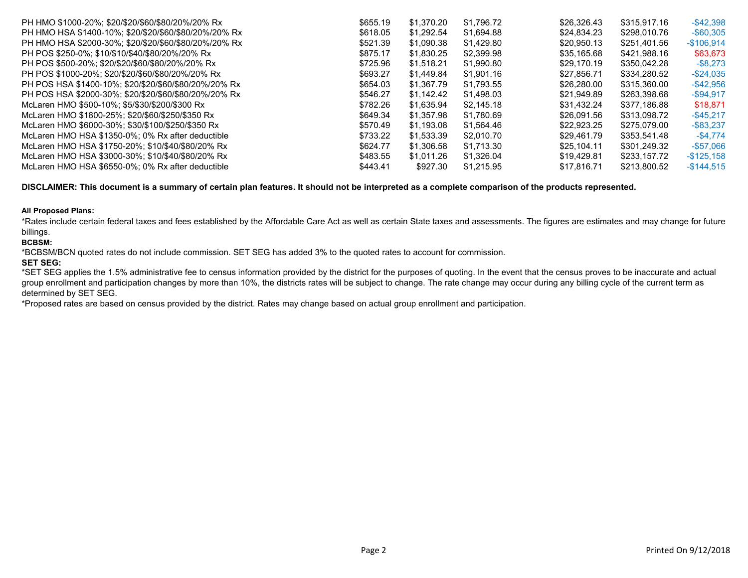| | | | | | | |
|---|---|---|---|---|---|---|
| PH HMO $1000-20%; $20/$20/$60/$80/20%/20% Rx | $655.19 | $1,370.20 | $1,796.72 | $26,326.43 | $315,917.16 | -$42,398 |
| PH HMO HSA $1400-10%; $20/$20/$60/$80/20%/20% Rx | $618.05 | $1,292.54 | $1,694.88 | $24,834.23 | $298,010.76 | -$60,305 |
| PH HMO HSA $2000-30%; $20/$20/$60/$80/20%/20% Rx | $521.39 | $1,090.38 | $1,429.80 | $20,950.13 | $251,401.56 | -$106,914 |
| PH POS $250-0%; $10/$10/$40/$80/20%/20% Rx | $875.17 | $1,830.25 | $2,399.98 | $35,165.68 | $421,988.16 | $63,673 |
| PH POS $500-20%; $20/$20/$60/$80/20%/20% Rx | $725.96 | $1,518.21 | $1,990.80 | $29,170.19 | $350,042.28 | -$8,273 |
| PH POS $1000-20%; $20/$20/$60/$80/20%/20% Rx | $693.27 | $1,449.84 | $1,901.16 | $27,856.71 | $334,280.52 | -$24,035 |
| PH POS HSA $1400-10%; $20/$20/$60/$80/20%/20% Rx | $654.03 | $1,367.79 | $1,793.55 | $26,280.00 | $315,360.00 | -$42,956 |
| PH POS HSA $2000-30%; $20/$20/$60/$80/20%/20% Rx | $546.27 | $1,142.42 | $1,498.03 | $21,949.89 | $263,398.68 | -$94,917 |
| McLaren HMO $500-10%; $5/$30/$200/$300 Rx | $782.26 | $1,635.94 | $2,145.18 | $31,432.24 | $377,186.88 | $18,871 |
| McLaren HMO $1800-25%; $20/$60/$250/$350 Rx | $649.34 | $1,357.98 | $1,780.69 | $26,091.56 | $313,098.72 | -$45,217 |
| McLaren HMO $6000-30%; $30/$100/$250/$350 Rx | $570.49 | $1,193.08 | $1,564.46 | $22,923.25 | $275,079.00 | -$83,237 |
| McLaren HMO HSA $1350-0%; 0% Rx after deductible | $733.22 | $1,533.39 | $2,010.70 | $29,461.79 | $353,541.48 | -$4,774 |
| McLaren HMO HSA $1750-20%; $10/$40/$80/20% Rx | $624.77 | $1,306.58 | $1,713.30 | $25,104.11 | $301,249.32 | -$57,066 |
| McLaren HMO HSA $3000-30%; $10/$40/$80/20% Rx | $483.55 | $1,011.26 | $1,326.04 | $19,429.81 | $233,157.72 | -$125,158 |
| McLaren HMO HSA $6550-0%; 0% Rx after deductible | $443.41 | $927.30 | $1,215.95 | $17,816.71 | $213,800.52 | -$144,515 |

**DISCLAIMER: This document is a summary of certain plan features. It should not be interpreted as a complete comparison of the products represented.**

**All Proposed Plans:**

*Rates include certain federal taxes and fees established by the Affordable Care Act as well as certain State taxes and assessments. The figures are estimates and may change for future billings.

**BCBSM:**

*BCBSM/BCN quoted rates do not include commission. SET SEG has added 3% to the quoted rates to account for commission.

**SET SEG:**

*SET SEG applies the 1.5% administrative fee to census information provided by the district for the purposes of quoting. In the event that the census proves to be inaccurate and actual group enrollment and participation changes by more than 10%, the districts rates will be subject to change. The rate change may occur during any billing cycle of the current term as determined by SET SEG.

*Proposed rates are based on census provided by the district. Rates may change based on actual group enrollment and participation.

Printed On 9/12/2018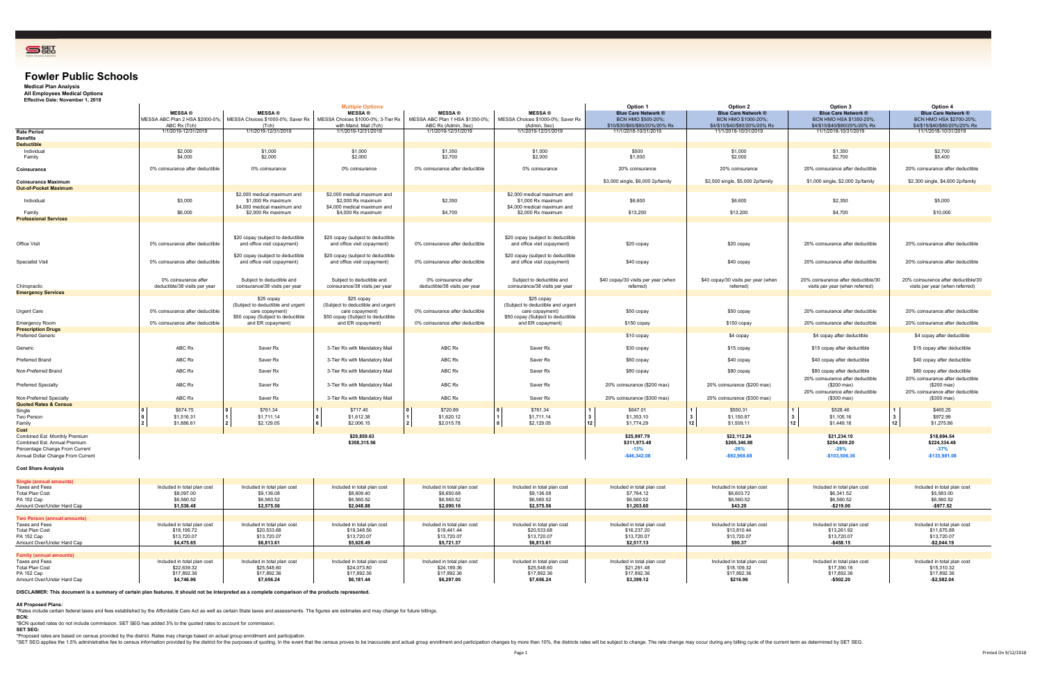# Fowler Public Schools

**Medical Plan Analysis**
**All Employees Medical Options**
**Effective Date: November 1, 2018**

| | | | Multiple Options | | | Option 1 | Option 2 | Option 3 | Option 4 |
|---|---|---|---|---|---|---|---|---|---|
| | **MESSA ®** MESSA ABC Plan 2 HSA $2000-0%; ABC Rx (Tch) | **MESSA ®** MESSA Choices $1000-0%; Saver Rx (Tch) | **MESSA ®** MESSA Choices $1000-0%; 3-Tier Rx with Mand. Mail (Tch) | **MESSA ®** MESSA ABC Plan 1 HSA $1350-0%; ABC Rx (Admin, Sec) | **MESSA ®** MESSA Choices $1000-0%; Saver Rx (Admin, Sec) | **Blue Care Network ®** BCN HMO $500-20%; $10/$30/$60/$80/20%/20% Rx | **Blue Care Network ®** BCN HMO $1000-20%; $4/$15/$40/$80/20%/20% Rx | **Blue Care Network ®** BCN HMO HSA $1350-20%; $4/$15/$40/$80/20%/20% Rx | **Blue Care Network ®** BCN HMO HSA $2700-20%; $4/$15/$40/$80/20%/20% Rx |
| **Rate Period** | 1/1/2019-12/31/2019 | 1/1/2019-12/31/2019 | 1/1/2019-12/31/2019 | 1/1/2019-12/31/2019 | 1/1/2019-12/31/2019 | 11/1/2018-10/31/2019 | 11/1/2018-10/31/2019 | 11/1/2018-10/31/2019 | 11/1/2018-10/31/2019 |
| **Benefits** | | | | | | | | | |
| **Deductible** | | | | | | | | | |
| Individual | $2,000 | $1,000 | $1,000 | $1,350 | $1,000 | $500 | $1,000 | $1,350 | $2,700 |
| Family | $4,000 | $2,000 | $2,000 | $2,700 | $2,000 | $1,000 | $2,000 | $2,700 | $5,400 |
| **Coinsurance** | 0% coinsurance after deductible | 0% coinsurance | 0% coinsurance | 0% coinsurance after deductible | 0% coinsurance | 20% coinsurance | 20% coinsurance | 20% coinsurance after deductible | 20% coinsurance after deductible |
| **Coinsurance Maximum** | | | | | | $3,000 single, $6,000 2p/family | $2,500 single, $5,000 2p/family | $1,000 single, $2,000 2p/family | $2,300 single, $4,600 2p/family |
| **Out-of-Pocket Maximum** | | | | | | | | | |
| Individual | $3,000 | $2,000 medical maximum and $1,000 Rx maximum | $2,000 medical maximum and $2,000 Rx maximum | $2,350 | $2,000 medical maximum and $1,000 Rx maximum | $6,600 | $6,600 | $2,350 | $5,000 |
| Family | $6,000 | $4,000 medical maximum and $2,000 Rx maximum | $4,000 medical maximum and $4,000 Rx maximum | $4,700 | $4,000 medical maximum and $2,000 Rx maximum | $13,200 | $13,200 | $4,700 | $10,000 |
| **Professional Services** | | | | | | | | | |
| Office Visit | 0% coinsurance after deductible | $20 copay (subject to deductible and office visit copayment) | $20 copay (subject to deductible and office visit copayment) | 0% coinsurance after deductible | $20 copay (subject to deductible and office visit copayment) | $20 copay | $20 copay | 20% coinsurance after deductible | 20% coinsurance after deductible |
| Specialist Visit | 0% coinsurance after deductible | $20 copay (subject to deductible and office visit copayment) | $20 copay (subject to deductible and office visit copayment) | 0% coinsurance after deductible | $20 copay (subject to deductible and office visit copayment) | $40 copay | $40 copay | 20% coinsurance after deductible | 20% coinsurance after deductible |
| Chiropractic | 0% coinsurance after deductible/38 visits per year | Subject to deductible and coinsurance/38 visits per year | Subject to deductible and coinsurance/38 visits per year | 0% coinsurance after deductible/38 visits per year | Subject to deductible and coinsurance/38 visits per year | $40 copay/30 visits per year (when referred) | $40 copay/30 visits per year (when referred) | 20% coinsurance after deductible/30 visits per year (when referred) | 20% coinsurance after deductible/30 visits per year (when referred) |
| **Emergency Services** | | | | | | | | | |
| Urgent Care | 0% coinsurance after deductible | $25 copay (Subject to deductible and urgent care copayment) | $25 copay (Subject to deductible and urgent care copayment) | 0% coinsurance after deductible | $25 copay (Subject to deductible and urgent care copayment) | $50 copay | $50 copay | 20% coinsurance after deductible | 20% coinsurance after deductible |
| Emergency Room | 0% coinsurance after deductible | $50 copay (Subject to deductible and ER copayment) | $50 copay (Subject to deductible and ER copayment) | 0% coinsurance after deductible | $50 copay (Subject to deductible and ER copayment) | $150 copay | $150 copay | 20% coinsurance after deductible | 20% coinsurance after deductible |
| **Prescription Drugs** | | | | | | | | | |
| Preferred Generic | | | | | | $10 copay | $4 copay | $4 copay after deductible | $4 copay after deductible |
| Generic | ABC Rx | Saver Rx | 3-Tier Rx with Mandatory Mail | ABC Rx | Saver Rx | $30 copay | $15 copay | $15 copay after deductible | $15 copay after deductible |
| Preferred Brand | ABC Rx | Saver Rx | 3-Tier Rx with Mandatory Mail | ABC Rx | Saver Rx | $60 copay | $40 copay | $40 copay after deductible | $40 copay after deductible |
| Non-Preferred Brand | ABC Rx | Saver Rx | 3-Tier Rx with Mandatory Mail | ABC Rx | Saver Rx | $80 copay | $80 copay | $80 copay after deductible | $80 copay after deductible |
| Preferred Specialty | ABC Rx | Saver Rx | 3-Tier Rx with Mandatory Mail | ABC Rx | Saver Rx | 20% coinsurance ($200 max) | 20% coinsurance ($200 max) | 20% coinsurance after deductible ($200 max) | 20% coinsurance after deductible ($200 max) |
| Non-Preferred Specialty | ABC Rx | Saver Rx | 3-Tier Rx with Mandatory Mail | ABC Rx | Saver Rx | 20% coinsurance ($300 max) | 20% coinsurance ($300 max) | 20% coinsurance after deductible ($300 max) | 20% coinsurance after deductible ($300 max) |
| **Quoted Rates & Census** | | | | | | | | | |
| Single | 0 / $674.75 | 0 / $761.34 | 1 / $717.45 | 0 / $720.89 | 0 / $761.34 | 1 / $647.01 | 1 / $550.31 | 1 / $528.46 | 1 / $465.25 |
| Two Person | 0 / $1,516.31 | 1 / $1,711.14 | 0 / $1,612.38 | 1 / $1,620.12 | 1 / $1,711.14 | 3 / $1,353.10 | 3 / $1,150.87 | 3 / $1,105.16 | 3 / $972.99 |
| Family | 2 / $1,886.61 | 2 / $2,129.05 | 6 / $2,006.15 | 2 / $2,015.78 | 0 / $2,129.05 | 12 / $1,774.29 | 12 / $1,509.11 | 12 / $1,449.18 | 12 / $1,275.86 |
| **Cost** | | | | | | | | | |
| Combined Est. Monthly Premium | | | **$29,859.63** | | | **$25,997.79** | **$22,112.24** | **$21,234.10** | **$18,694.54** |
| Combined Est. Annual Premium | | | **$358,315.56** | | | **$311,973.48** | **$265,346.88** | **$254,809.20** | **$224,334.48** |
| Percentage Change From Current | | | | | | **-13%** | **-26%** | **-29%** | **-37%** |
| Annual Dollar Change From Current | | | | | | **-$46,342.08** | **-$92,968.68** | **-$103,506.36** | **-$133,981.08** |

**Cost Share Analysis**

| | | | | | | | | | |
|---|---|---|---|---|---|---|---|---|---|
| **Single (annual amounts)** | | | | | | | | | |
| Taxes and Fees | Included in total plan cost | Included in total plan cost | Included in total plan cost | Included in total plan cost | Included in total plan cost | Included in total plan cost | Included in total plan cost | Included in total plan cost | Included in total plan cost |
| Total Plan Cost | $8,097.00 | $9,136.08 | $8,609.40 | $8,650.68 | $9,136.08 | $7,764.12 | $6,603.72 | $6,341.52 | $5,583.00 |
| PA 152 Cap | $6,560.52 | $6,560.52 | $6,560.52 | $6,560.52 | $6,560.52 | $6,560.52 | $6,560.52 | $6,560.52 | $6,560.52 |
| Amount Over/Under Hard Cap | **$1,536.48** | **$2,575.56** | **$2,048.88** | **$2,090.16** | **$2,575.56** | **$1,203.60** | **$43.20** | **-$219.00** | **-$977.52** |
| **Two Person (annual amounts)** | | | | | | | | | |
| Taxes and Fees | Included in total plan cost | Included in total plan cost | Included in total plan cost | Included in total plan cost | Included in total plan cost | Included in total plan cost | Included in total plan cost | Included in total plan cost | Included in total plan cost |
| Total Plan Cost | $18,195.72 | $20,533.68 | $19,348.56 | $19,441.44 | $20,533.68 | $16,237.20 | $13,810.44 | $13,261.92 | $11,675.88 |
| PA 152 Cap | $13,720.07 | $13,720.07 | $13,720.07 | $13,720.07 | $13,720.07 | $13,720.07 | $13,720.07 | $13,720.07 | $13,720.07 |
| Amount Over/Under Hard Cap | **$4,475.65** | **$6,813.61** | **$5,628.49** | **$5,721.37** | **$6,813.61** | **$2,517.13** | **$90.37** | **-$458.15** | **-$2,044.19** |
| **Family (annual amounts)** | | | | | | | | | |
| Taxes and Fees | Included in total plan cost | Included in total plan cost | Included in total plan cost | Included in total plan cost | Included in total plan cost | Included in total plan cost | Included in total plan cost | Included in total plan cost | Included in total plan cost |
| Total Plan Cost | $22,639.32 | $25,548.60 | $24,073.80 | $24,189.36 | $25,548.60 | $21,291.48 | $18,109.32 | $17,390.16 | $15,310.32 |
| PA 152 Cap | $17,892.36 | $17,892.36 | $17,892.36 | $17,892.36 | $17,892.36 | $17,892.36 | $17,892.36 | $17,892.36 | $17,892.36 |
| Amount Over/Under Hard Cap | **$4,746.96** | **$7,656.24** | **$6,181.44** | **$6,297.00** | **$7,656.24** | **$3,399.12** | **$216.96** | **-$502.20** | **-$2,582.04** |

**DISCLAIMER: This document is a summary of certain plan features. It should not be interpreted as a complete comparison of the products represented.**

**All Proposed Plans:**
*Rates include certain federal taxes and fees established by the Affordable Care Act as well as certain State taxes and assessments. The figures are estimates and may change for future billings.

**BCN:**
*BCN quoted rates do not include commission. SET SEG has added 3% to the quoted rates to account for commission.

**SET SEG:**
*Proposed rates are based on census provided by the district. Rates may change based on actual group enrollment and participation.
*SET SEG applies the 1.5% administrative fee to census information provided by the district for the purposes of quoting. In the event that the census proves to be inaccurate and actual group enrollment and participation changes by more than 10%, the districts rates will be subject to change. The rate change may occur during any billing cycle of the current term as determined by SET SEG.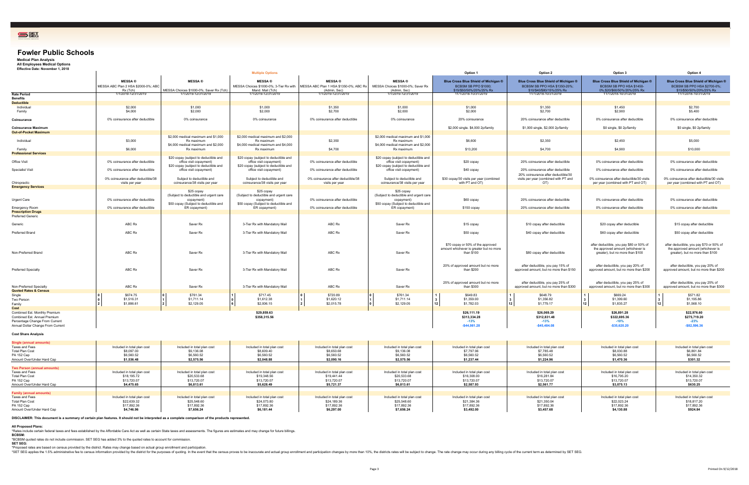# Fowler Public Schools

**Medical Plan Analysis**
**All Employees Medical Options**
**Effective Date: November 1, 2018**

| | Multiple Options | | | | | Option 1 | Option 2 | Option 3 | Option 4 |
|---|---|---|---|---|---|---|---|---|---|
| | **MESSA ®** MESSA ABC Plan 2 HSA $2000-0%; ABC Rx (Tch) | **MESSA ®** MESSA Choices $1000-0%; Saver Rx (Tch) | **MESSA ®** MESSA Choices $1000-0%; 3-Tier Rx with Mand. Mail (Tch) | **MESSA ®** MESSA ABC Plan 1 HSA $1350-0%; ABC Rx (Admin, Sec) | **MESSA ®** MESSA Choices $1000-0%; Saver Rx (Admin, Sec) | **Blue Cross Blue Shield of Michigan ®** BCBSM SB PPO $1000; $15/$50/50%/20%/25% Rx | **Blue Cross Blue Shield of Michigan ®** BCBSM SB PPO HSA $1350-20%; $10/$40/$80/15%/25% Rx | **Blue Cross Blue Shield of Michigan ®** BCBSM SB PPO HSA $1450-0%;$20/$60/50%/20%/25% Rx | **Blue Cross Blue Shield of Michigan ®** BCBSM SB PPO HSA $2700-0%; $15/$50/50%/20%/25% Rx |
| **Rate Period** | 1/1/2019-12/31/2019 | 1/1/2019-12/31/2019 | 1/1/2019-12/31/2019 | 1/1/2019-12/31/2019 | 1/1/2019-12/31/2019 | 11/1/2018-10/31/2019 | 11/1/2018-10/31/2019 | 11/1/2018-10/31/2019 | 11/1/2018-10/31/2019 |
| **Benefits** | | | | | | | | | |
| **Deductible** | | | | | | | | | |
| Individual | $2,000 | $1,000 | $1,000 | $1,350 | $1,000 | $1,000 | $1,350 | $1,450 | $2,700 |
| Family | $4,000 | $2,000 | $2,000 | $2,700 | $2,000 | $2,000 | $2,700 | $2,900 | $5,400 |
| Coinsurance | 0% coinsurance after deductible | 0% coinsurance | 0% coinsurance | 0% coinsurance after deductible | 0% coinsurance | 20% coinsurance | 20% coinsurance after deductible | 0% coinsurance after deductible | 0% coinsurance after deductible |
| Coinsurance Maximum | | | | | | $2,000 single. $4,000 2p/family | $1,000 single, $2,000 2p/family | $0 single, $0 2p/family | $0 single, $0 2p/family |
| **Out-of-Pocket Maximum** | | | | | | | | | |
| Individual | $3,000 | $2,000 medical maximum and $1,000 Rx maximum | $2,000 medical maximum and $2,000 Rx maximum | $2,350 | $2,000 medical maximum and $1,000 Rx maximum | $6,600 | $2,350 | $2,450 | $5,000 |
| Family | $6,000 | $4,000 medical maximum and $2,000 Rx maximum | $4,000 medical maximum and $4,000 Rx maximum | $4,700 | $4,000 medical maximum and $2,000 Rx maximum | $13,200 | $4,700 | $4,900 | $10,000 |
| **Professional Services** | | | | | | | | | |
| Office Visit | 0% coinsurance after deductible | $20 copay (subject to deductible and office visit copayment) | $20 copay (subject to deductible and office visit copayment) | 0% coinsurance after deductible | $20 copay (subject to deductible and office visit copayment) | $20 copay | 20% coinsurance after deductible | 0% coinsurance after deductible | 0% coinsurance after deductible |
| Specialist Visit | 0% coinsurance after deductible | $20 copay (subject to deductible and office visit copayment) | $20 copay (subject to deductible and office visit copayment) | 0% coinsurance after deductible | $20 copay (subject to deductible and office visit copayment) | $40 copay | 20% coinsurance after deductible | 0% coinsurance after deductible | 0% coinsurance after deductible |
| Chiropractic | 0% coinsurance after deductible/38 visits per year | Subject to deductible and coinsurance/38 visits per year | Subject to deductible and coinsurance/38 visits per year | 0% coinsurance after deductible/38 visits per year | Subject to deductible and coinsurance/38 visits per year | $30 copay/30 visits per year (combined with PT and OT) | 20% coinsurance after deductible/30 visits per year (combined with PT and OT) | 0% coinsurance after deductible/30 visits per year (combined with PT and OT) | 0% coinsurance after deductible/30 visits per year (combined with PT and OT) |
| **Emergency Services** | | | | | | | | | |
| Urgent Care | 0% coinsurance after deductible | $25 copay (Subject to deductible and urgent care copayment) | $25 copay (Subject to deductible and urgent care copayment) | 0% coinsurance after deductible | $25 copay (Subject to deductible and urgent care copayment) | $60 copay | 20% coinsurance after deductible | 0% coinsurance after deductible | 0% coinsurance after deductible |
| Emergency Room | 0% coinsurance after deductible | $50 copay (Subject to deductible and ER copayment) | $50 copay (Subject to deductible and ER copayment) | 0% coinsurance after deductible | $50 copay (Subject to deductible and ER copayment) | $150 copay | 20% coinsurance after deductible | 0% coinsurance after deductible | 0% coinsurance after deductible |
| **Prescription Drugs** | | | | | | | | | |
| Preferred Generic | | | | | | | | | |
| Generic | ABC Rx | Saver Rx | 3-Tier Rx with Mandatory Mail | ABC Rx | Saver Rx | $15 copay | $10 copay after deductible | $20 copay after deductible | $15 copay after deductible |
| Preferred Brand | ABC Rx | Saver Rx | 3-Tier Rx with Mandatory Mail | ABC Rx | Saver Rx | $50 copay | $40 copay after deductible | $60 copay after deductible | $50 copay after deductible |
| Non-Preferred Brand | ABC Rx | Saver Rx | 3-Tier Rx with Mandatory Mail | ABC Rx | Saver Rx | $70 copay or 50% of the approved amount whichever is greater but no more than $100 | $80 copay after deductible | after deductible, you pay $80 or 50% of the approved amount (whichever is greater), but no more than $100 | after deductible, you pay $70 or 50% of the approved amount (whichever is greater), but no more than $100 |
| Preferred Specialty | ABC Rx | Saver Rx | 3-Tier Rx with Mandatory Mail | ABC Rx | Saver Rx | 20% of approved amount but no more than $200 | after deductible, you pay 15% of approved amount, but no more than $150 | after deductible, you pay 20% of approved amount, but no more than $200 | after deductible, you pay 20% of approved amount, but no more than $200 |
| Non-Preferred Specialty | ABC Rx | Saver Rx | 3-Tier Rx with Mandatory Mail | ABC Rx | Saver Rx | 25% of approved amount but no more than $300 | after deductible, you pay 25% of approved amount, but no more than $300 | after deductible, you pay 25% of approved amount, but no more than $300 | after deductible, you pay 25% of approved amount, but no more than $300 |
| **Quoted Rates & Census** | | | | | | | | | |
| Single | 0 \| $674.75 | 0 \| $761.34 | 1 \| $717.45 | 0 \| $720.89 | 0 \| $761.34 | 1 \| $649.83 | 1 \| $648.79 | 1 \| $669.24 | 1 \| $571.82 |
| Two Person | 0 \| $1,516.31 | 1 \| $1,711.14 | 0 \| $1,612.38 | 1 \| $1,620.12 | 1 \| $1,711.14 | 3 \| $1,359.00 | 3 \| $1,356.82 | 3 \| $1,399.60 | 3 \| $1,195.86 |
| Family | 2 \| $1,886.61 | 2 \| $2,129.05 | 6 \| $2,006.15 | 2 \| $2,015.78 | 0 \| $2,129.05 | 12 \| $1,782.03 | 12 \| $1,779.17 | 12 \| $1,835.27 | 12 \| $1,568.10 |
| **Cost** | | | | | | | | | |
| Combined Est. Monthly Premium | | | $29,859.63 | | | $26,111.19 | $26,069.29 | $26,891.28 | $22,976.60 |
| Combined Est. Annual Premium | | | $358,315.56 | | | $313,334.28 | $312,831.48 | $322,695.36 | $275,719.20 |
| Percentage Change From Current | | | | | | -13% | -13% | -10% | -23% |
| Annual Dollar Change From Current | | | | | | -$44,981.28 | -$45,484.08 | -$35,620.20 | -$82,596.36 |

**Cost Share Analysis**

| | | | | | | Option 1 | Option 2 | Option 3 | Option 4 |
|---|---|---|---|---|---|---|---|---|---|
| **Single (annual amounts)** | | | | | | | | | |
| Taxes and Fees | Included in total plan cost | Included in total plan cost | Included in total plan cost | Included in total plan cost | Included in total plan cost | Included in total plan cost | Included in total plan cost | Included in total plan cost | Included in total plan cost |
| Total Plan Cost | $8,097.00 | $9,136.08 | $8,609.40 | $8,650.68 | $9,136.08 | $7,797.96 | $7,785.48 | $8,030.88 | $6,861.84 |
| PA 152 Cap | $6,560.52 | $6,560.52 | $6,560.52 | $6,560.52 | $6,560.52 | $6,560.52 | $6,560.52 | $6,560.52 | $6,560.52 |
| Amount Over/Under Hard Cap | $1,536.48 | $2,575.56 | $2,048.88 | $2,090.16 | $2,575.56 | $1,237.44 | $1,224.96 | $1,470.36 | $301.32 |
| **Two Person (annual amounts)** | | | | | | | | | |
| Taxes and Fees | Included in total plan cost | Included in total plan cost | Included in total plan cost | Included in total plan cost | Included in total plan cost | Included in total plan cost | Included in total plan cost | Included in total plan cost | Included in total plan cost |
| Total Plan Cost | $18,195.72 | $20,533.68 | $19,348.56 | $19,441.44 | $20,533.68 | $16,308.00 | $16,281.84 | $16,795.20 | $14,350.32 |
| PA 152 Cap | $13,720.07 | $13,720.07 | $13,720.07 | $13,720.07 | $13,720.07 | $13,720.07 | $13,720.07 | $13,720.07 | $13,720.07 |
| Amount Over/Under Hard Cap | $4,475.65 | $6,813.61 | $5,628.49 | $5,721.37 | $6,813.61 | $2,587.93 | $2,561.77 | $3,075.13 | $630.25 |
| **Family (annual amounts)** | | | | | | | | | |
| Taxes and Fees | Included in total plan cost | Included in total plan cost | Included in total plan cost | Included in total plan cost | Included in total plan cost | Included in total plan cost | Included in total plan cost | Included in total plan cost | Included in total plan cost |
| Total Plan Cost | $22,639.32 | $25,548.60 | $24,073.80 | $24,189.36 | $25,548.60 | $21,384.36 | $21,350.04 | $22,023.24 | $18,817.20 |
| PA 152 Cap | $17,892.36 | $17,892.36 | $17,892.36 | $17,892.36 | $17,892.36 | $17,892.36 | $17,892.36 | $17,892.36 | $17,892.36 |
| Amount Over/Under Hard Cap | $4,746.96 | $7,656.24 | $6,181.44 | $6,297.00 | $7,656.24 | $3,492.00 | $3,457.68 | $4,130.88 | $924.84 |

**DISCLAIMER: This document is a summary of certain plan features. It should not be interpreted as a complete comparison of the products represented.**

**All Proposed Plans:**
*Rates include certain federal taxes and fees established by the Affordable Care Act as well as certain State taxes and assessments. The figures are estimates and may change for future billings.
**BCBSM:**
*BCBSM quoted rates do not include commission. SET SEG has added 3% to the quoted rates to account for commission.
**SET SEG:**
*Proposed rates are based on census provided by the district. Rates may change based on actual group enrollment and participation.
*SET SEG applies the 1.5% administrative fee to census information provided by the district for the purposes of quoting. In the event that the census proves to be inaccurate and actual group enrollment and participation changes by more than 10%, the districts rates will be subject to change. The rate change may occur during any billing cycle of the current term as determined by SET SEG.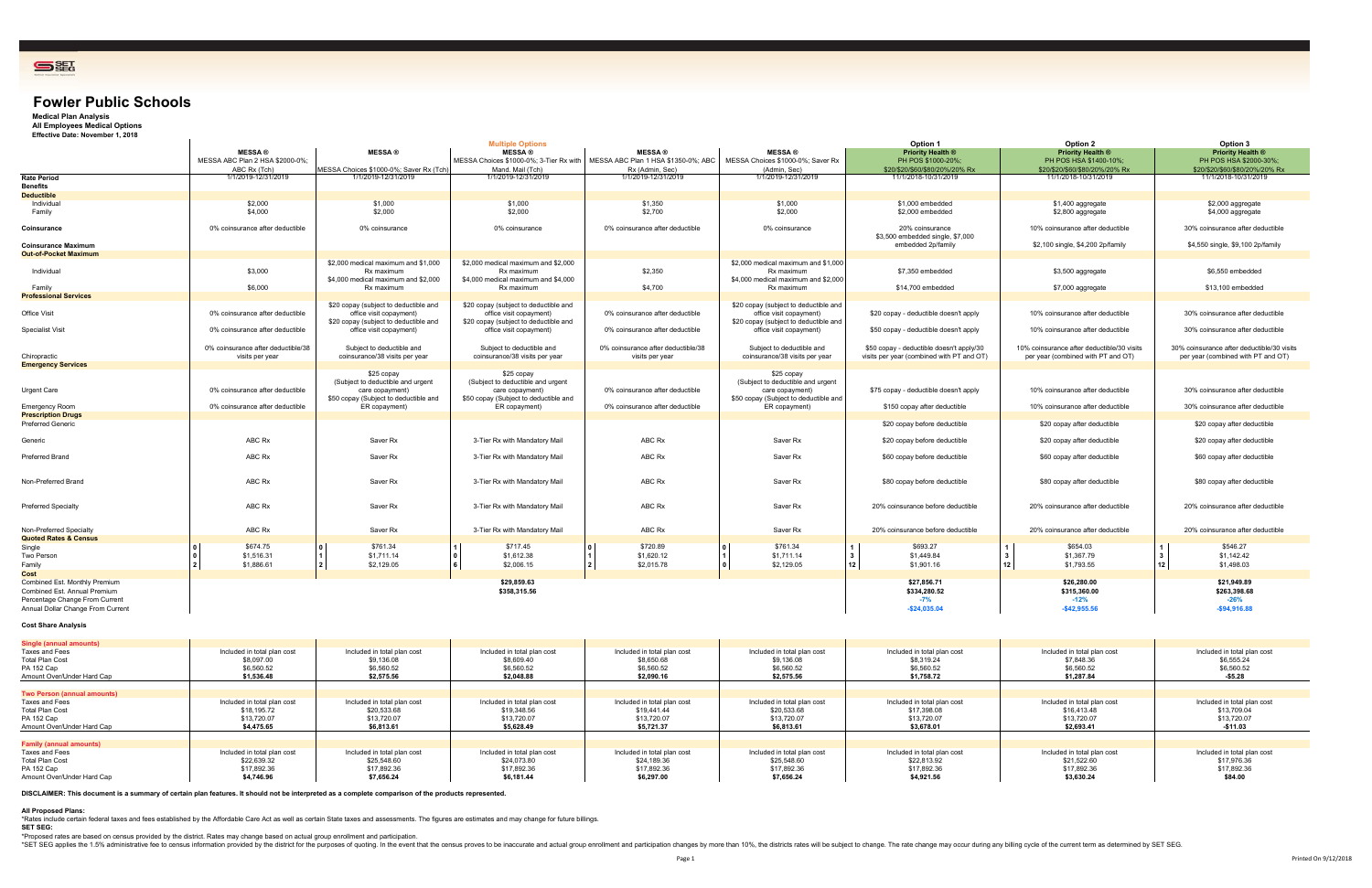# Fowler Public Schools

**Medical Plan Analysis**
**All Employees Medical Options**
**Effective Date: November 1, 2018**

| | Multiple Options | | | | | Option 1 | Option 2 | Option 3 |
|---|---|---|---|---|---|---|---|---|
| | **MESSA ®** MESSA ABC Plan 2 HSA $2000-0%; ABC Rx (Tch) | **MESSA ®** MESSA Choices $1000-0%; Saver Rx (Tch) | **MESSA ®** MESSA Choices $1000-0%; 3-Tier Rx with Mand. Mail (Tch) | **MESSA ®** MESSA ABC Plan 1 HSA $1350-0%; ABC Rx (Admin, Sec) | **MESSA ®** MESSA Choices $1000-0%; Saver Rx (Admin, Sec) | **Priority Health ®** PH POS $1000-20%; $20/$20/$60/$80/20%/20% Rx | **Priority Health ®** PH POS HSA $1400-10%; $20/$20/$60/$80/20%/20% Rx | **Priority Health ®** PH POS HSA $2000-30%; $20/$20/$60/$80/20%/20% Rx |
| **Rate Period** | 1/1/2019-12/31/2019 | 1/1/2019-12/31/2019 | 1/1/2019-12/31/2019 | 1/1/2019-12/31/2019 | 1/1/2019-12/31/2019 | 11/1/2018-10/31/2019 | 11/1/2018-10/31/2019 | 11/1/2018-10/31/2019 |
| **Benefits** | | | | | | | | |
| **Deductible** | | | | | | | | |
| Individual | $2,000 | $1,000 | $1,000 | $1,350 | $1,000 | $1,000 embedded | $1,400 aggregate | $2,000 aggregate |
| Family | $4,000 | $2,000 | $2,000 | $2,700 | $2,000 | $2,000 embedded | $2,800 aggregate | $4,000 aggregate |
| **Coinsurance** | 0% coinsurance after deductible | 0% coinsurance | 0% coinsurance | 0% coinsurance after deductible | 0% coinsurance | 20% coinsurance | 10% coinsurance after deductible | 30% coinsurance after deductible |
| **Coinsurance Maximum** | | | | | | $3,500 embedded single, $7,000 embedded 2p/family | $2,100 single, $4,200 2p/family | $4,550 single, $9,100 2p/family |
| **Out-of-Pocket Maximum** | | | | | | | | |
| Individual | $3,000 | $2,000 medical maximum and $1,000 Rx maximum | $2,000 medical maximum and $2,000 Rx maximum | $2,350 | $2,000 medical maximum and $1,000 Rx maximum | $7,350 embedded | $3,500 aggregate | $6,550 embedded |
| Family | $6,000 | $4,000 medical maximum and $2,000 Rx maximum | $4,000 medical maximum and $4,000 Rx maximum | $4,700 | $4,000 medical maximum and $2,000 Rx maximum | $14,700 embedded | $7,000 aggregate | $13,100 embedded |
| **Professional Services** | | | | | | | | |
| Office Visit | 0% coinsurance after deductible | $20 copay (subject to deductible and office visit copayment) | $20 copay (subject to deductible and office visit copayment) | 0% coinsurance after deductible | $20 copay (subject to deductible and office visit copayment) | $20 copay - deductible doesn't apply | 10% coinsurance after deductible | 30% coinsurance after deductible |
| Specialist Visit | 0% coinsurance after deductible | $20 copay (subject to deductible and office visit copayment) | $20 copay (subject to deductible and office visit copayment) | 0% coinsurance after deductible | $20 copay (subject to deductible and office visit copayment) | $50 copay - deductible doesn't apply | 10% coinsurance after deductible | 30% coinsurance after deductible |
| Chiropractic | 0% coinsurance after deductible/38 visits per year | Subject to deductible and coinsurance/38 visits per year | Subject to deductible and coinsurance/38 visits per year | 0% coinsurance after deductible/38 visits per year | Subject to deductible and coinsurance/38 visits per year | $50 copay - deductible doesn't apply/30 visits per year (combined with PT and OT) | 10% coinsurance after deductible/30 visits per year (combined with PT and OT) | 30% coinsurance after deductible/30 visits per year (combined with PT and OT) |
| **Emergency Services** | | | | | | | | |
| Urgent Care | 0% coinsurance after deductible | $25 copay (Subject to deductible and urgent care copayment) | $25 copay (Subject to deductible and urgent care copayment) | 0% coinsurance after deductible | $25 copay (Subject to deductible and urgent care copayment) | $75 copay - deductible doesn't apply | 10% coinsurance after deductible | 30% coinsurance after deductible |
| Emergency Room | 0% coinsurance after deductible | $50 copay (Subject to deductible and ER copayment) | $50 copay (Subject to deductible and ER copayment) | 0% coinsurance after deductible | $50 copay (Subject to deductible and ER copayment) | $150 copay after deductible | 10% coinsurance after deductible | 30% coinsurance after deductible |
| **Prescription Drugs** | | | | | | | | |
| Preferred Generic | | | | | | $20 copay before deductible | $20 copay after deductible | $20 copay after deductible |
| Generic | ABC Rx | Saver Rx | 3-Tier Rx with Mandatory Mail | ABC Rx | Saver Rx | $20 copay before deductible | $20 copay after deductible | $20 copay after deductible |
| Preferred Brand | ABC Rx | Saver Rx | 3-Tier Rx with Mandatory Mail | ABC Rx | Saver Rx | $60 copay before deductible | $60 copay after deductible | $60 copay after deductible |
| Non-Preferred Brand | ABC Rx | Saver Rx | 3-Tier Rx with Mandatory Mail | ABC Rx | Saver Rx | $80 copay before deductible | $80 copay after deductible | $80 copay after deductible |
| Preferred Specialty | ABC Rx | Saver Rx | 3-Tier Rx with Mandatory Mail | ABC Rx | Saver Rx | 20% coinsurance before deductible | 20% coinsurance after deductible | 20% coinsurance after deductible |
| Non-Preferred Specialty | ABC Rx | Saver Rx | 3-Tier Rx with Mandatory Mail | ABC Rx | Saver Rx | 20% coinsurance before deductible | 20% coinsurance after deductible | 20% coinsurance after deductible |
| **Quoted Rates & Census** | | | | | | | | |
| Single | 0 / $674.75 | 0 / $761.34 | 1 / $717.45 | 0 / $720.89 | 0 / $761.34 | 1 / $693.27 | 1 / $654.03 | 1 / $546.27 |
| Two Person | 0 / $1,516.31 | 1 / $1,711.14 | 0 / $1,612.38 | 1 / $1,620.12 | 1 / $1,711.14 | 3 / $1,449.84 | 3 / $1,367.79 | 3 / $1,142.42 |
| Family | 2 / $1,886.61 | 2 / $2,129.05 | 6 / $2,006.15 | 2 / $2,015.78 | 0 / $2,129.05 | 12 / $1,901.16 | 12 / $1,793.55 | 12 / $1,498.03 |
| **Cost** | | | | | | | | |
| Combined Est. Monthly Premium | | | $29,859.63 | | | $27,856.71 | $26,280.00 | $21,949.89 |
| Combined Est. Annual Premium | | | $358,315.56 | | | $334,280.52 | $315,360.00 | $263,398.68 |
| Percentage Change From Current | | | | | | -7% | -12% | -26% |
| Annual Dollar Change From Current | | | | | | -$24,035.04 | -$42,955.56 | -$94,916.88 |

**Cost Share Analysis**

| | | | | | | | | |
|---|---|---|---|---|---|---|---|---|
| **Single (annual amounts)** | | | | | | | | |
| Taxes and Fees | Included in total plan cost | Included in total plan cost | Included in total plan cost | Included in total plan cost | Included in total plan cost | Included in total plan cost | Included in total plan cost | Included in total plan cost |
| Total Plan Cost | $8,097.00 | $9,136.08 | $8,609.40 | $8,650.68 | $9,136.08 | $8,319.24 | $7,848.36 | $6,555.24 |
| PA 152 Cap | $6,560.52 | $6,560.52 | $6,560.52 | $6,560.52 | $6,560.52 | $6,560.52 | $6,560.52 | $6,560.52 |
| Amount Over/Under Hard Cap | **$1,536.48** | **$2,575.56** | **$2,048.88** | **$2,090.16** | **$2,575.56** | **$1,758.72** | **$1,287.84** | **-$5.28** |
| **Two Person (annual amounts)** | | | | | | | | |
| Taxes and Fees | Included in total plan cost | Included in total plan cost | Included in total plan cost | Included in total plan cost | Included in total plan cost | Included in total plan cost | Included in total plan cost | Included in total plan cost |
| Total Plan Cost | $18,195.72 | $20,533.68 | $19,348.56 | $19,441.44 | $20,533.68 | $17,398.08 | $16,413.48 | $13,709.04 |
| PA 152 Cap | $13,720.07 | $13,720.07 | $13,720.07 | $13,720.07 | $13,720.07 | $13,720.07 | $13,720.07 | $13,720.07 |
| Amount Over/Under Hard Cap | **$4,475.65** | **$6,813.61** | **$5,628.49** | **$5,721.37** | **$6,813.61** | **$3,678.01** | **$2,693.41** | **-$11.03** |
| **Family (annual amounts)** | | | | | | | | |
| Taxes and Fees | Included in total plan cost | Included in total plan cost | Included in total plan cost | Included in total plan cost | Included in total plan cost | Included in total plan cost | Included in total plan cost | Included in total plan cost |
| Total Plan Cost | $22,639.32 | $25,548.60 | $24,073.80 | $24,189.36 | $25,548.60 | $22,813.92 | $21,522.60 | $17,976.36 |
| PA 152 Cap | $17,892.36 | $17,892.36 | $17,892.36 | $17,892.36 | $17,892.36 | $17,892.36 | $17,892.36 | $17,892.36 |
| Amount Over/Under Hard Cap | **$4,746.96** | **$7,656.24** | **$6,181.44** | **$6,297.00** | **$7,656.24** | **$4,921.56** | **$3,630.24** | **$84.00** |

**DISCLAIMER: This document is a summary of certain plan features. It should not be interpreted as a complete comparison of the products represented.**

**All Proposed Plans:**
*Rates include certain federal taxes and fees established by the Affordable Care Act as well as certain State taxes and assessments. The figures are estimates and may change for future billings.

**SET SEG:**
*Proposed rates are based on census provided by the district. Rates may change based on actual group enrollment and participation.
*SET SEG applies the 1.5% administrative fee to census information provided by the district for the purposes of quoting. In the event that the census proves to be inaccurate and actual group enrollment and participation changes by more than 10%, the districts rates will be subject to change. The rate change may occur during any billing cycle of the current term as determined by SET SEG.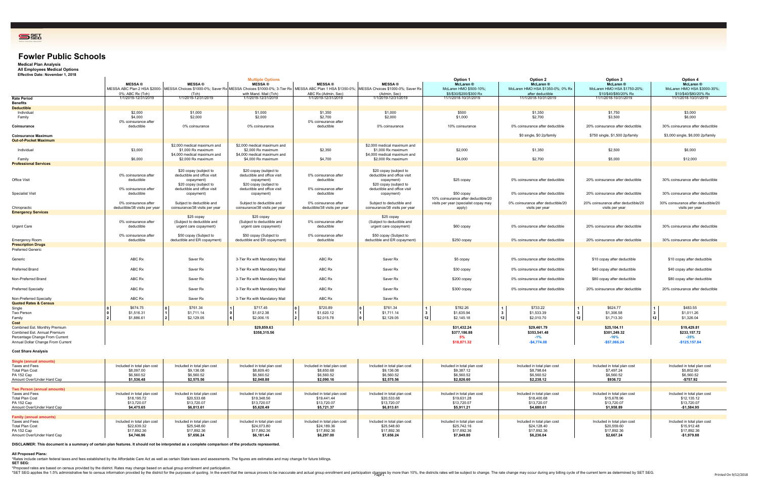# Fowler Public Schools

**Medical Plan Analysis**
**All Employees Medical Options**
**Effective Date: November 1, 2018**

| | Multiple Options | | | | | Option 1 | Option 2 | Option 3 | Option 4 |
|---|---|---|---|---|---|---|---|---|---|
| | **MESSA ®** MESSA ABC Plan 2 HSA $2000-0%; ABC Rx (Tch) | **MESSA ®** MESSA Choices $1000-0%; Saver Rx (Tch) | **MESSA ®** MESSA Choices $1000-0%; 3-Tier Rx with Mand. Mail (Tch) | **MESSA ®** MESSA ABC Plan 1 HSA $1350-0%; ABC Rx (Admin, Sec) | **MESSA ®** MESSA Choices $1000-0%; Saver Rx (Admin, Sec) | **McLaren ®** McLaren HMO $500-10%; $5/$30/$200/$300 Rx | **McLaren ®** McLaren HMO HSA $1350-0%; 0% Rx after deductible | **McLaren ®** McLaren HMO HSA $1750-20%; $10/$40/$80/20% Rx | **McLaren ®** McLaren HMO HSA $3000-30%; $10/$40/$80/20% Rx |
| **Rate Period** | 1/1/2019-12/31/2019 | 1/1/2019-12/31/2019 | 1/1/2019-12/31/2019 | 1/1/2019-12/31/2019 | 1/1/2019-12/31/2019 | 11/1/2018-10/31/2019 | 11/1/2018-10/31/2019 | 11/1/2018-10/31/2019 | 11/1/2018-10/31/2019 |
| **Benefits** | | | | | | | | | |
| **Deductible** | | | | | | | | | |
| Individual | $2,000 | $1,000 | $1,000 | $1,350 | $1,000 | $500 | $1,350 | $1,750 | $3,000 |
| Family | $4,000 | $2,000 | $2,000 | $2,700 | $2,000 | $1,000 | $2,700 | $3,500 | $6,000 |
| **Coinsurance** | 0% coinsurance after deductible | 0% coinsurance | 0% coinsurance | 0% coinsurance after deductible | 0% coinsurance | 10% coinsurance | 0% coinsurance after deductible | 20% coinsurance after deductible | 30% coinsurance after deductible |
| **Coinsurance Maximum** | | | | | | | $0 single, $0 2p/family | $750 single, $1,500 2p/family | $3,000 single, $6,000 2p/family |
| **Out-of-Pocket Maximum** | | | | | | | | | |
| Individual | $3,000 | $2,000 medical maximum and $1,000 Rx maximum | $2,000 medical maximum and $2,000 Rx maximum | $2,350 | $2,000 medical maximum and $1,000 Rx maximum | $2,000 | $1,350 | $2,500 | $6,000 |
| Family | $6,000 | $4,000 medical maximum and $2,000 Rx maximum | $4,000 medical maximum and $4,000 Rx maximum | $4,700 | $4,000 medical maximum and $2,000 Rx maximum | $4,000 | $2,700 | $5,000 | $12,000 |
| **Professional Services** | | | | | | | | | |
| Office Visit | 0% coinsurance after deductible | $20 copay (subject to deductible and office visit copayment) | $20 copay (subject to deductible and office visit copayment) | 0% coinsurance after deductible | $20 copay (subject to deductible and office visit copayment) | $25 copay | 0% coinsurance after deductible | 20% coinsurance after deductible | 30% coinsurance after deductible |
| Specialist Visit | 0% coinsurance after deductible | $20 copay (subject to deductible and office visit copayment) | $20 copay (subject to deductible and office visit copayment) | 0% coinsurance after deductible | $20 copay (subject to deductible and office visit copayment) | $50 copay | 0% coinsurance after deductible | 20% coinsurance after deductible | 30% coinsurance after deductible |
| Chiropractic | 0% coinsurance after deductible/38 visits per year | Subject to deductible and coinsurance/38 visits per year | Subject to deductible and coinsurance/38 visits per year | 0% coinsurance after deductible/38 visits per year | Subject to deductible and coinsurance/38 visits per year | 10% coinsurance after deductible/20 visits per year (specialist copay may apply) | 0% coinsurance after deductible/20 visits per year | 20% coinsurance after deductible/20 visits per year | 30% coinsurance after deductible/20 visits per year |
| **Emergency Services** | | | | | | | | | |
| Urgent Care | 0% coinsurance after deductible | $25 copay (Subject to deductible and urgent care copayment) | $25 copay (Subject to deductible and urgent care copayment) | 0% coinsurance after deductible | $25 copay (Subject to deductible and urgent care copayment) | $60 copay | 0% coinsurance after deductible | 20% coinsurance after deductible | 30% coinsurance after deductible |
| Emergency Room | 0% coinsurance after deductible | $50 copay (Subject to deductible and ER copayment) | $50 copay (Subject to deductible and ER copayment) | 0% coinsurance after deductible | $50 copay (Subject to deductible and ER copayment) | $250 copay | 0% coinsurance after deductible | 20% coinsurance after deductible | 30% coinsurance after deductible |
| **Prescription Drugs** | | | | | | | | | |
| Preferred Generic | | | | | | | | | |
| Generic | ABC Rx | Saver Rx | 3-Tier Rx with Mandatory Mail | ABC Rx | Saver Rx | $5 copay | 0% coinsurance after deductible | $10 copay after deductible | $10 copay after deductible |
| Preferred Brand | ABC Rx | Saver Rx | 3-Tier Rx with Mandatory Mail | ABC Rx | Saver Rx | $30 copay | 0% coinsurance after deductible | $40 copay after deductible | $40 copay after deductible |
| Non-Preferred Brand | ABC Rx | Saver Rx | 3-Tier Rx with Mandatory Mail | ABC Rx | Saver Rx | $200 copay | 0% coinsurance after deductible | $80 copay after deductible | $80 copay after deductible |
| Preferred Specialty | ABC Rx | Saver Rx | 3-Tier Rx with Mandatory Mail | ABC Rx | Saver Rx | $300 copay | 0% coinsurance after deductible | 20% coinsurance after deductible | 20% coinsurance after deductible |
| Non-Preferred Specialty | ABC Rx | Saver Rx | 3-Tier Rx with Mandatory Mail | ABC Rx | Saver Rx | | | | |
| **Quoted Rates & Census** | | | | | | | | | |
| Single | 0 / $674.75 | 0 / $761.34 | 1 / $717.45 | 0 / $720.89 | 0 / $761.34 | 1 / $782.26 | 1 / $733.22 | 1 / $624.77 | 1 / $483.55 |
| Two Person | 0 / $1,516.31 | 1 / $1,711.14 | 0 / $1,612.38 | 1 / $1,620.12 | 1 / $1,711.14 | 3 / $1,635.94 | 3 / $1,533.39 | 3 / $1,306.58 | 3 / $1,011.26 |
| Family | 2 / $1,886.61 | 2 / $2,129.05 | 6 / $2,006.15 | 1 / $2,015.78 | 0 / $2,129.05 | 12 / $2,145.18 | 12 / $2,010.70 | 12 / $1,713.30 | 12 / $1,326.04 |
| **Cost** | | | | | | | | | |
| Combined Est. Monthly Premium | | | $29,859.63 | | | $31,432.24 | $29,461.79 | $25,104.11 | $19,429.81 |
| Combined Est. Annual Premium | | | $358,315.56 | | | $377,186.88 | $353,541.48 | $301,249.32 | $233,157.72 |
| Percentage Change From Current | | | | | | 5% | -1% | -16% | -35% |
| Annual Dollar Change From Current | | | | | | $18,871.32 | -$4,774.08 | -$57,066.24 | -$125,157.84 |

**Cost Share Analysis**

| | MESSA ABC Plan 2 HSA $2000-0% (Tch) | MESSA Choices $1000-0%; Saver Rx (Tch) | MESSA Choices $1000-0%; 3-Tier Rx (Tch) | MESSA ABC Plan 1 HSA $1350-0% (Admin, Sec) | MESSA Choices $1000-0%; Saver Rx (Admin, Sec) | Option 1 | Option 2 | Option 3 | Option 4 |
|---|---|---|---|---|---|---|---|---|---|
| **Single (annual amounts)** | | | | | | | | | |
| Taxes and Fees | Included in total plan cost | Included in total plan cost | Included in total plan cost | Included in total plan cost | Included in total plan cost | Included in total plan cost | Included in total plan cost | Included in total plan cost | Included in total plan cost |
| Total Plan Cost | $8,097.00 | $9,136.08 | $8,609.40 | $8,650.68 | $9,136.08 | $9,387.12 | $8,798.64 | $7,497.24 | $5,802.60 |
| PA 152 Cap | $6,560.52 | $6,560.52 | $6,560.52 | $6,560.52 | $6,560.52 | $6,560.52 | $6,560.52 | $6,560.52 | $6,560.52 |
| Amount Over/Under Hard Cap | $1,536.48 | $2,575.56 | $2,048.88 | $2,090.16 | $2,575.56 | $2,826.60 | $2,238.12 | $936.72 | -$757.92 |
| **Two Person (annual amounts)** | | | | | | | | | |
| Taxes and Fees | Included in total plan cost | Included in total plan cost | Included in total plan cost | Included in total plan cost | Included in total plan cost | Included in total plan cost | Included in total plan cost | Included in total plan cost | Included in total plan cost |
| Total Plan Cost | $18,195.72 | $20,533.68 | $19,348.56 | $19,441.44 | $20,533.68 | $19,631.28 | $18,400.68 | $15,678.96 | $12,135.12 |
| PA 152 Cap | $13,720.07 | $13,720.07 | $13,720.07 | $13,720.07 | $13,720.07 | $13,720.07 | $13,720.07 | $13,720.07 | $13,720.07 |
| Amount Over/Under Hard Cap | $4,475.65 | $6,813.61 | $5,628.49 | $5,721.37 | $6,813.61 | $5,911.21 | $4,680.61 | $1,958.89 | -$1,584.95 |
| **Family (annual amounts)** | | | | | | | | | |
| Taxes and Fees | Included in total plan cost | Included in total plan cost | Included in total plan cost | Included in total plan cost | Included in total plan cost | Included in total plan cost | Included in total plan cost | Included in total plan cost | Included in total plan cost |
| Total Plan Cost | $22,639.32 | $25,548.60 | $24,073.80 | $24,189.36 | $25,548.60 | $25,742.16 | $24,128.40 | $20,559.60 | $15,912.48 |
| PA 152 Cap | $17,892.36 | $17,892.36 | $17,892.36 | $17,892.36 | $17,892.36 | $17,892.36 | $17,892.36 | $17,892.36 | $17,892.36 |
| Amount Over/Under Hard Cap | $4,746.96 | $7,656.24 | $6,181.44 | $6,297.00 | $7,656.24 | $7,849.80 | $6,236.04 | $2,667.24 | -$1,979.88 |

**DISCLAIMER: This document is a summary of certain plan features. It should not be interpreted as a complete comparison of the products represented.**

**All Proposed Plans:**
*Rates include certain federal taxes and fees established by the Affordable Care Act as well as certain State taxes and assessments. The figures are estimates and may change for future billings.

**SET SEG:**
*Proposed rates are based on census provided by the district. Rates may change based on actual group enrollment and participation.
*SET SEG applies the 1.5% administrative fee to census information provided by the district for the purposes of quoting. In the event that the census proves to be inaccurate and actual group enrollment and participation changes by more than 10%, the districts rates will be subject to change. The rate change may occur during any billing cycle of the current term as determined by SET SEG.

Printed On 9/12/2018